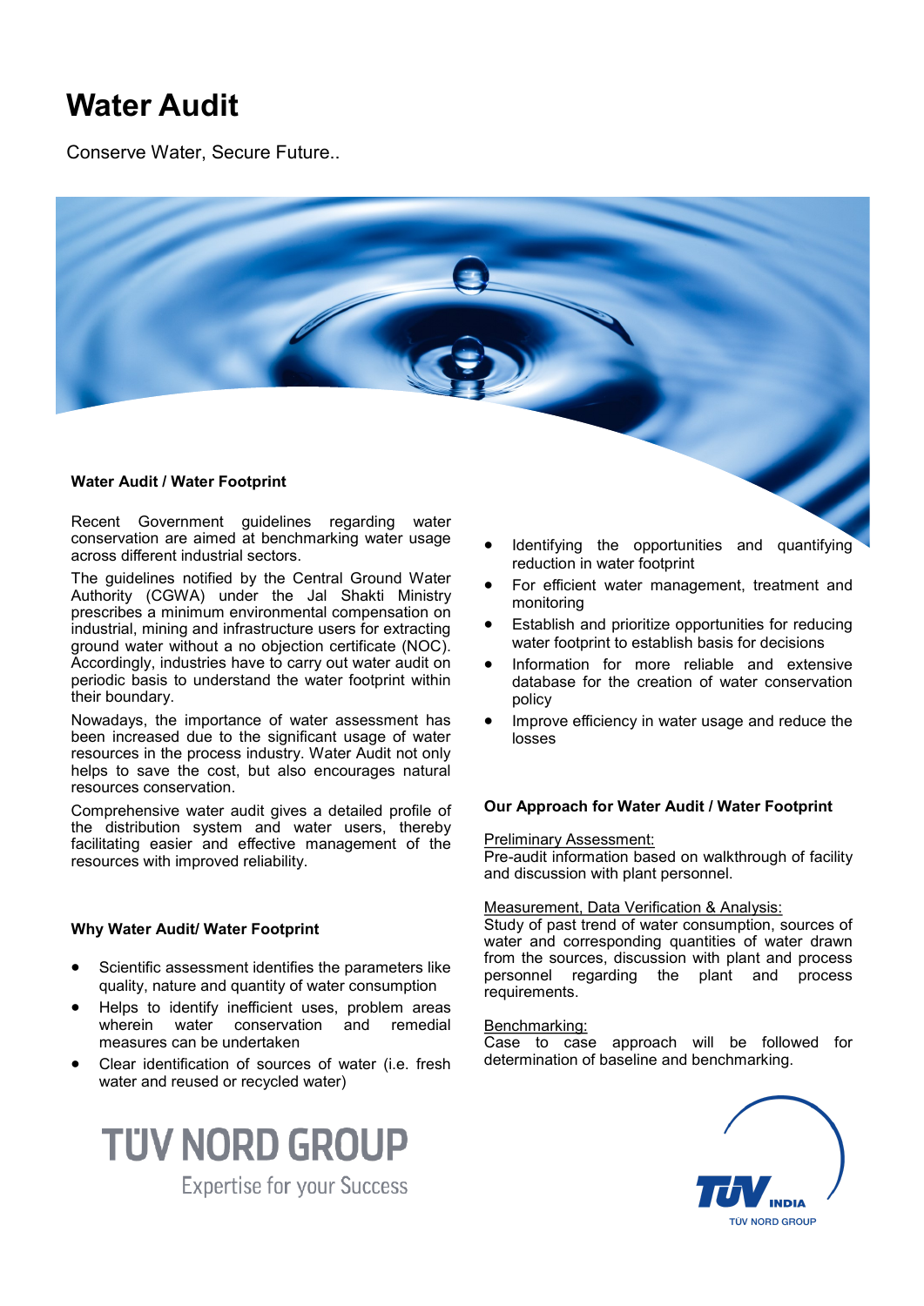# Water Audit

Conserve Water, Secure Future..

### Water Audit / Water Footprint

Recent Government guidelines regarding water conservation are aimed at benchmarking water usage across different industrial sectors.

The guidelines notified by the Central Ground Water Authority (CGWA) under the Jal Shakti Ministry prescribes a minimum environmental compensation on industrial, mining and infrastructure users for extracting ground water without a no objection certificate (NOC). Accordingly, industries have to carry out water audit on periodic basis to understand the water footprint within their boundary.

Nowadays, the importance of water assessment has been increased due to the significant usage of water resources in the process industry. Water Audit not only helps to save the cost, but also encourages natural resources conservation.

Comprehensive water audit gives a detailed profile of the distribution system and water users, thereby facilitating easier and effective management of the resources with improved reliability.

### Why Water Audit/ Water Footprint

- Scientific assessment identifies the parameters like quality, nature and quantity of water consumption
- Helps to identify inefficient uses, problem areas wherein water conservation and remedial measures can be undertaken
- Clear identification of sources of water (i.e. fresh water and reused or recycled water)
- Identifying the opportunities and quantifying reduction in water footprint
- For efficient water management, treatment and monitoring
- Establish and prioritize opportunities for reducing water footprint to establish basis for decisions
- Information for more reliable and extensive database for the creation of water conservation policy
- Improve efficiency in water usage and reduce the losses

### Our Approach for Water Audit / Water Footprint

Preliminary Assessment:
Pre-audit information based on walkthrough of facility and discussion with plant personnel.

Measurement, Data Verification & Analysis:
Study of past trend of water consumption, sources of water and corresponding quantities of water drawn from the sources, discussion with plant and process personnel regarding the plant and process requirements.

Benchmarking:
Case to case approach will be followed for determination of baseline and benchmarking.

TÜV NORD GROUP
Expertise for your Success

TÜV INDIA
TÜV NORD GROUP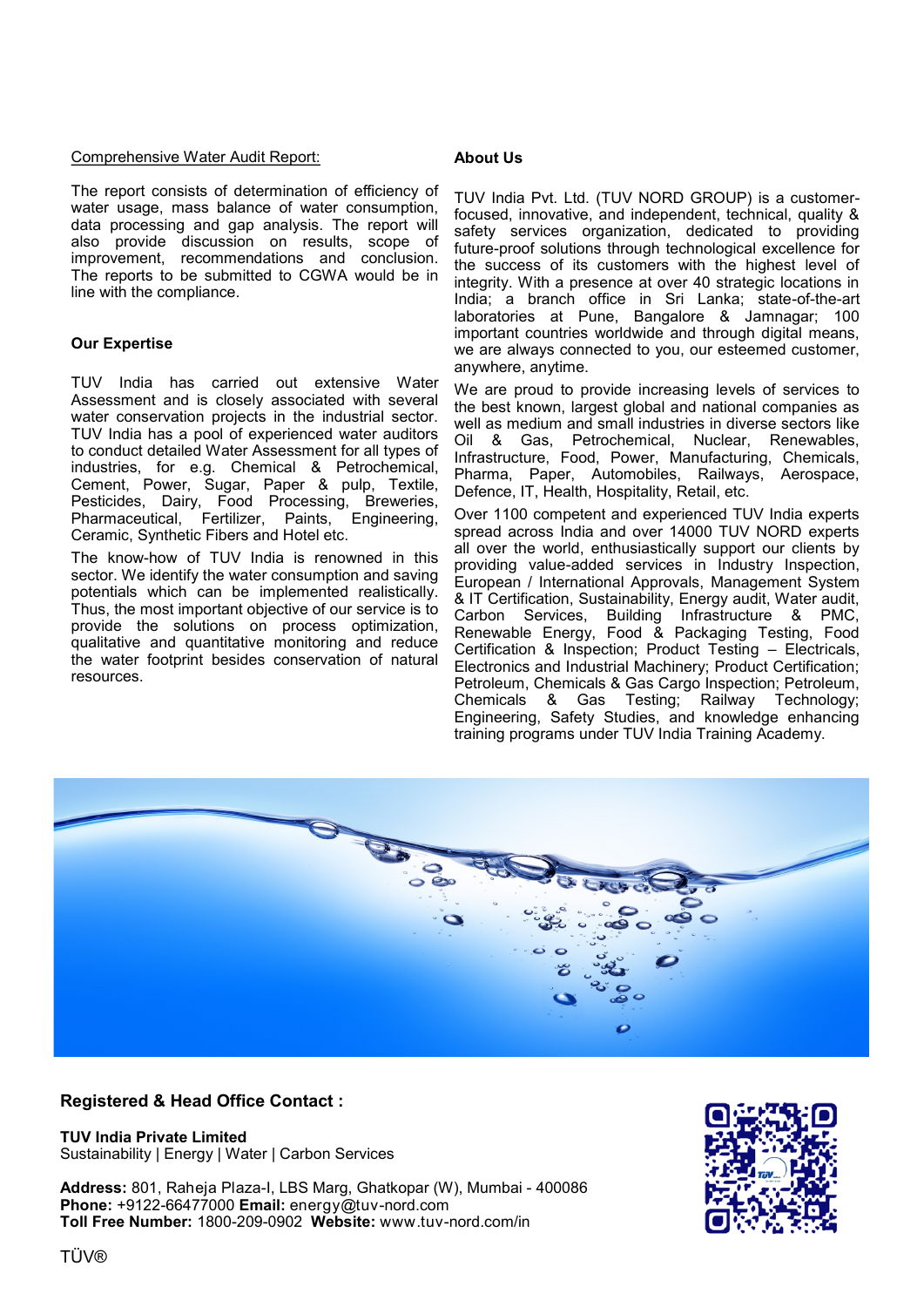Comprehensive Water Audit Report:

The report consists of determination of efficiency of water usage, mass balance of water consumption, data processing and gap analysis. The report will also provide discussion on results, scope of improvement, recommendations and conclusion. The reports to be submitted to CGWA would be in line with the compliance.

**Our Expertise**

TUV India has carried out extensive Water Assessment and is closely associated with several water conservation projects in the industrial sector. TUV India has a pool of experienced water auditors to conduct detailed Water Assessment for all types of industries, for e.g. Chemical & Petrochemical, Cement, Power, Sugar, Paper & pulp, Textile, Pesticides, Dairy, Food Processing, Breweries, Pharmaceutical, Fertilizer, Paints, Engineering, Ceramic, Synthetic Fibers and Hotel etc.

The know-how of TUV India is renowned in this sector. We identify the water consumption and saving potentials which can be implemented realistically. Thus, the most important objective of our service is to provide the solutions on process optimization, qualitative and quantitative monitoring and reduce the water footprint besides conservation of natural resources.

**About Us**

TUV India Pvt. Ltd. (TUV NORD GROUP) is a customer-focused, innovative, and independent, technical, quality & safety services organization, dedicated to providing future-proof solutions through technological excellence for the success of its customers with the highest level of integrity. With a presence at over 40 strategic locations in India; a branch office in Sri Lanka; state-of-the-art laboratories at Pune, Bangalore & Jamnagar; 100 important countries worldwide and through digital means, we are always connected to you, our esteemed customer, anywhere, anytime.

We are proud to provide increasing levels of services to the best known, largest global and national companies as well as medium and small industries in diverse sectors like Oil & Gas, Petrochemical, Nuclear, Renewables, Infrastructure, Food, Power, Manufacturing, Chemicals, Pharma, Paper, Automobiles, Railways, Aerospace, Defence, IT, Health, Hospitality, Retail, etc.

Over 1100 competent and experienced TUV India experts spread across India and over 14000 TUV NORD experts all over the world, enthusiastically support our clients by providing value-added services in Industry Inspection, European / International Approvals, Management System & IT Certification, Sustainability, Energy audit, Water audit, Carbon Services, Building Infrastructure & PMC, Renewable Energy, Food & Packaging Testing, Food Certification & Inspection; Product Testing – Electricals, Electronics and Industrial Machinery; Product Certification; Petroleum, Chemicals & Gas Cargo Inspection; Petroleum, Chemicals & Gas Testing; Railway Technology; Engineering, Safety Studies, and knowledge enhancing training programs under TUV India Training Academy.

**Registered & Head Office Contact :**

**TUV India Private Limited**
Sustainability | Energy | Water | Carbon Services

**Address:** 801, Raheja Plaza-I, LBS Marg, Ghatkopar (W), Mumbai - 400086
**Phone:** +9122-66477000 **Email:** energy@tuv-nord.com
**Toll Free Number:** 1800-209-0902 **Website:** www.tuv-nord.com/in

TÜV®